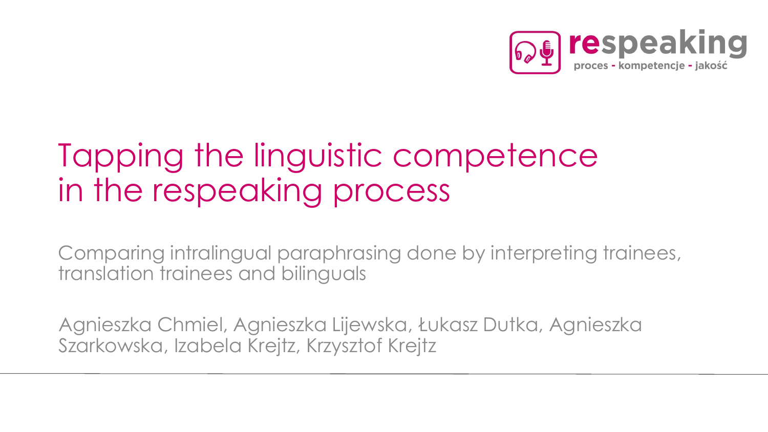respeaking

proces - kompetencje - jakość

# Tapping the linguistic competence in the respeaking process

Comparing intralingual paraphrasing done by interpreting trainees, translation trainees and bilinguals

Agnieszka Chmiel, Agnieszka Lijewska, Łukasz Dutka, Agnieszka Szarkowska, Izabela Krejtz, Krzysztof Krejtz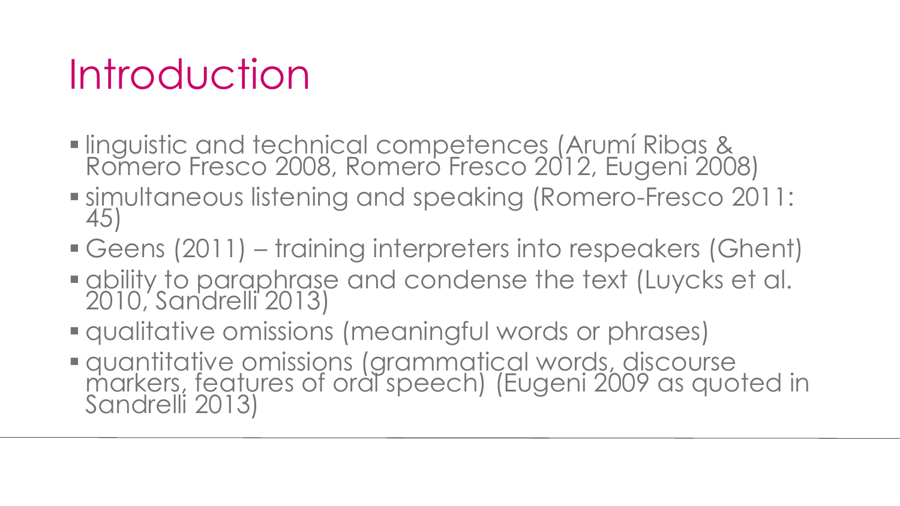# Introduction

- linguistic and technical competences (Arumí Ribas & Romero Fresco 2008, Romero Fresco 2012, Eugeni 2008)
- simultaneous listening and speaking (Romero-Fresco 2011: 45)
- Geens (2011) – training interpreters into respeakers (Ghent)
- ability to paraphrase and condense the text (Luycks et al. 2010, Sandrelli 2013)
- qualitative omissions (meaningful words or phrases)
- quantitative omissions (grammatical words, discourse markers, features of oral speech) (Eugeni 2009 as quoted in Sandrelli 2013)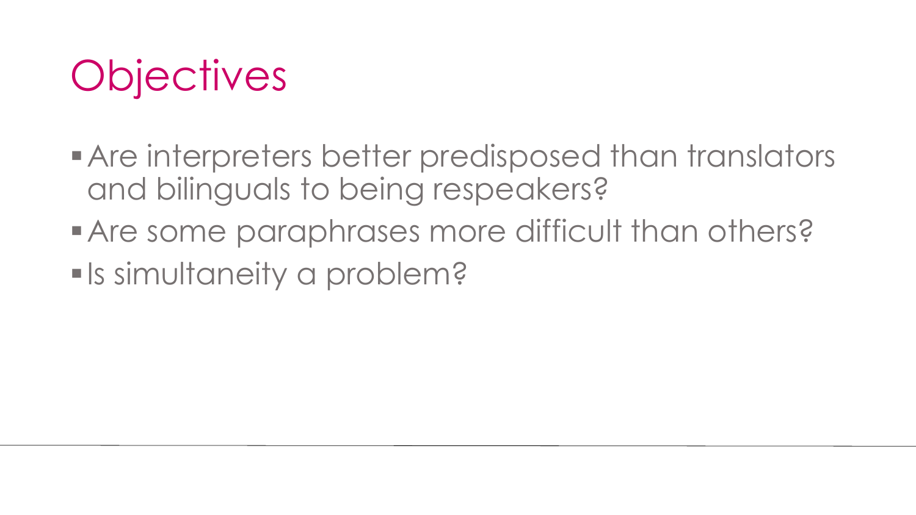# Objectives

- Are interpreters better predisposed than translators and bilinguals to being respeakers?
- Are some paraphrases more difficult than others?
- Is simultaneity a problem?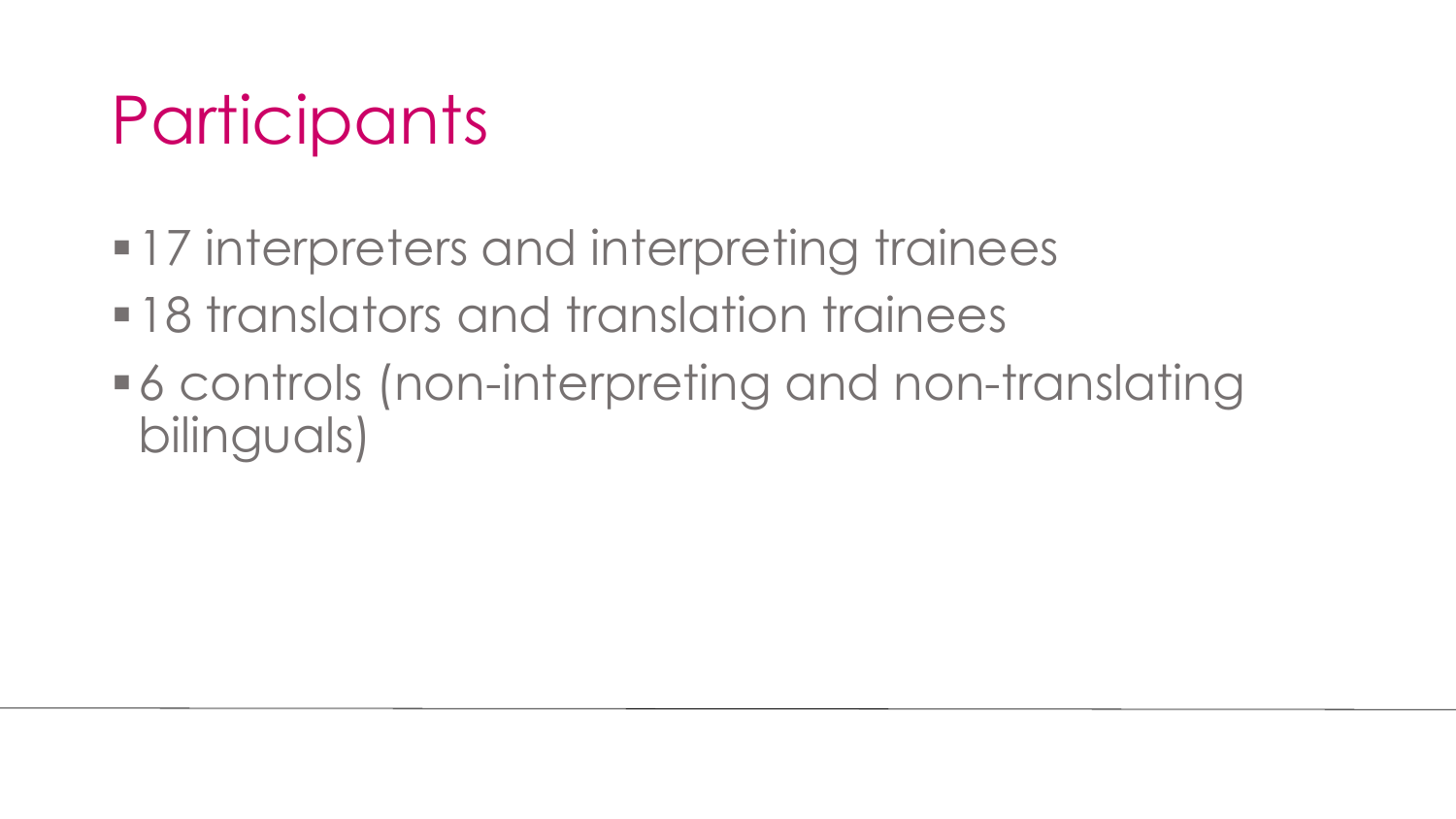# Participants

- 17 interpreters and interpreting trainees
- 18 translators and translation trainees
- 6 controls (non-interpreting and non-translating bilinguals)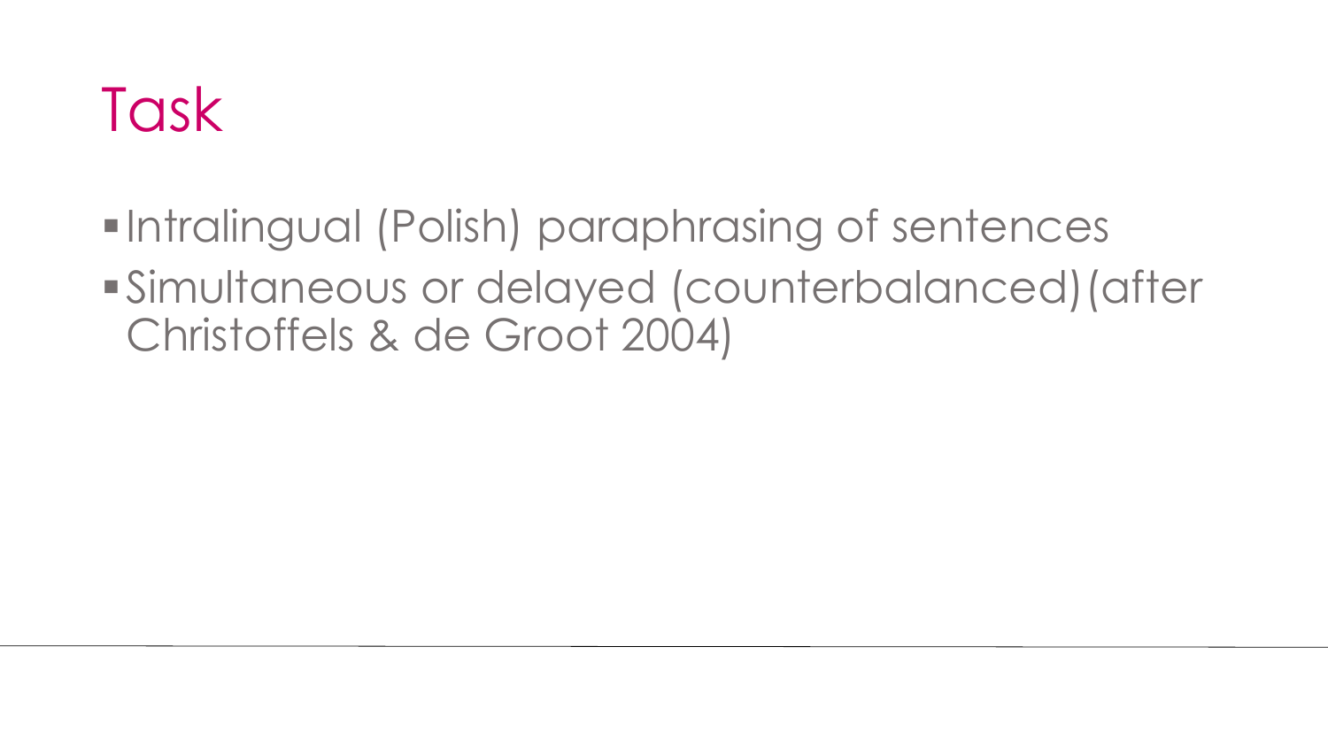# Task

- Intralingual (Polish) paraphrasing of sentences
- Simultaneous or delayed (counterbalanced)(after Christoffels & de Groot 2004)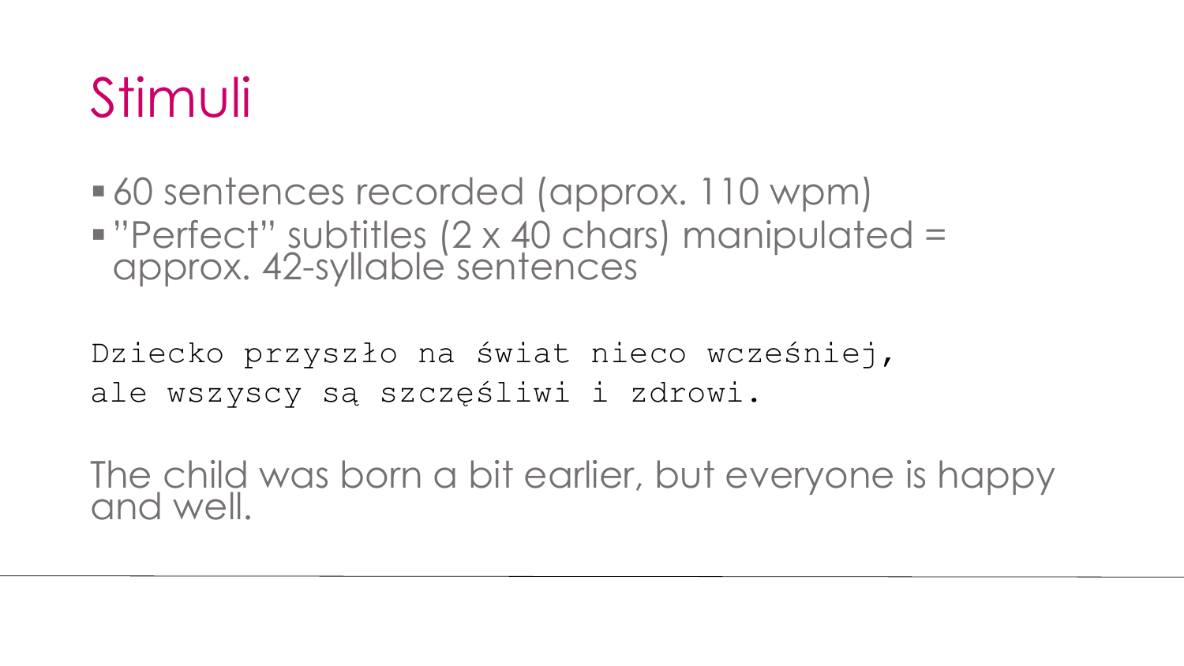# Stimuli

- 60 sentences recorded (approx. 110 wpm)
- "Perfect" subtitles (2 x 40 chars) manipulated = approx. 42-syllable sentences

```
Dziecko przyszło na świat nieco wcześniej,
ale wszyscy są szczęśliwi i zdrowi.
```

The child was born a bit earlier, but everyone is happy and well.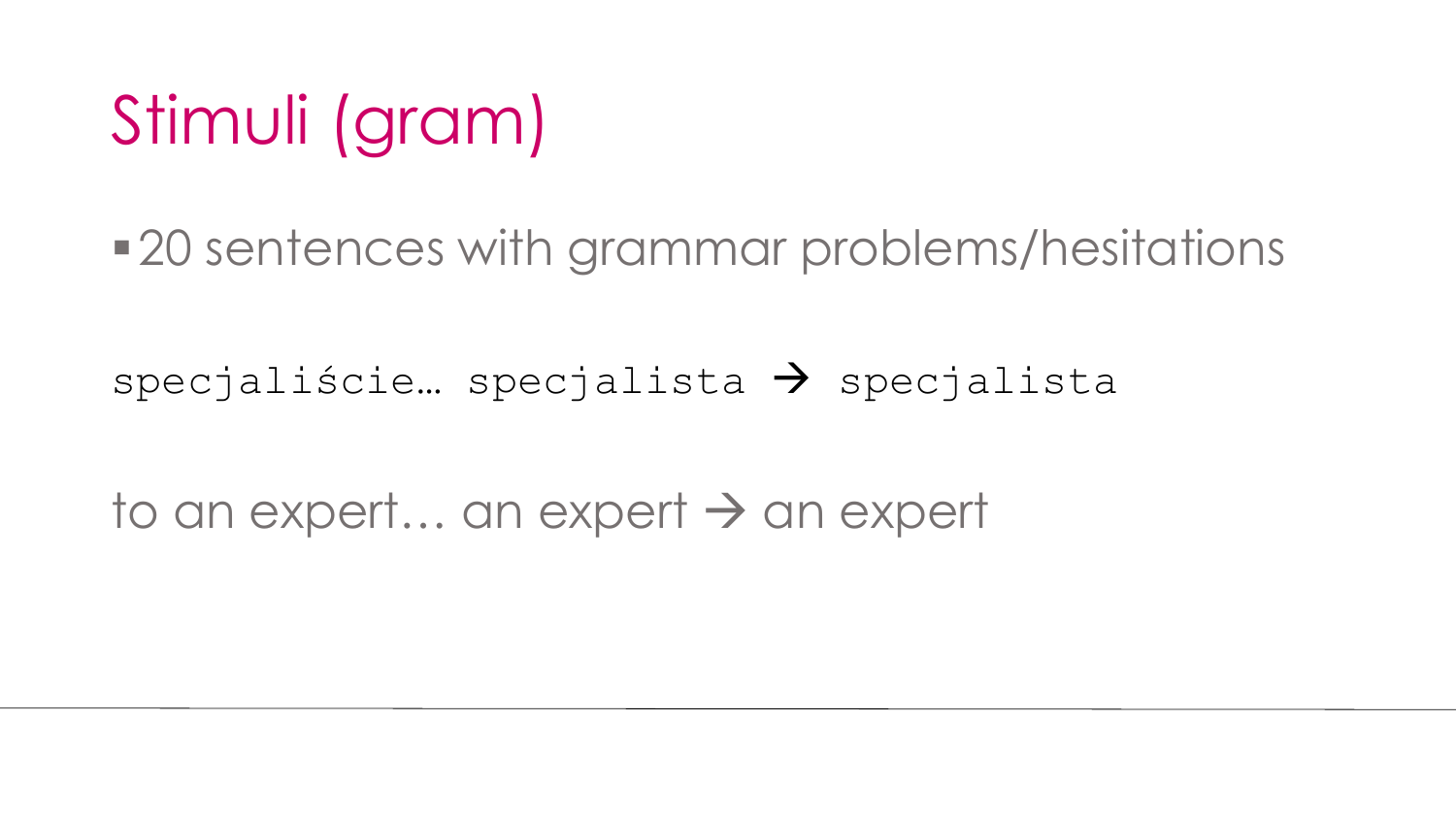# Stimuli (gram)

- 20 sentences with grammar problems/hesitations

`specjaliście… specjalista → specjalista`

to an expert… an expert → an expert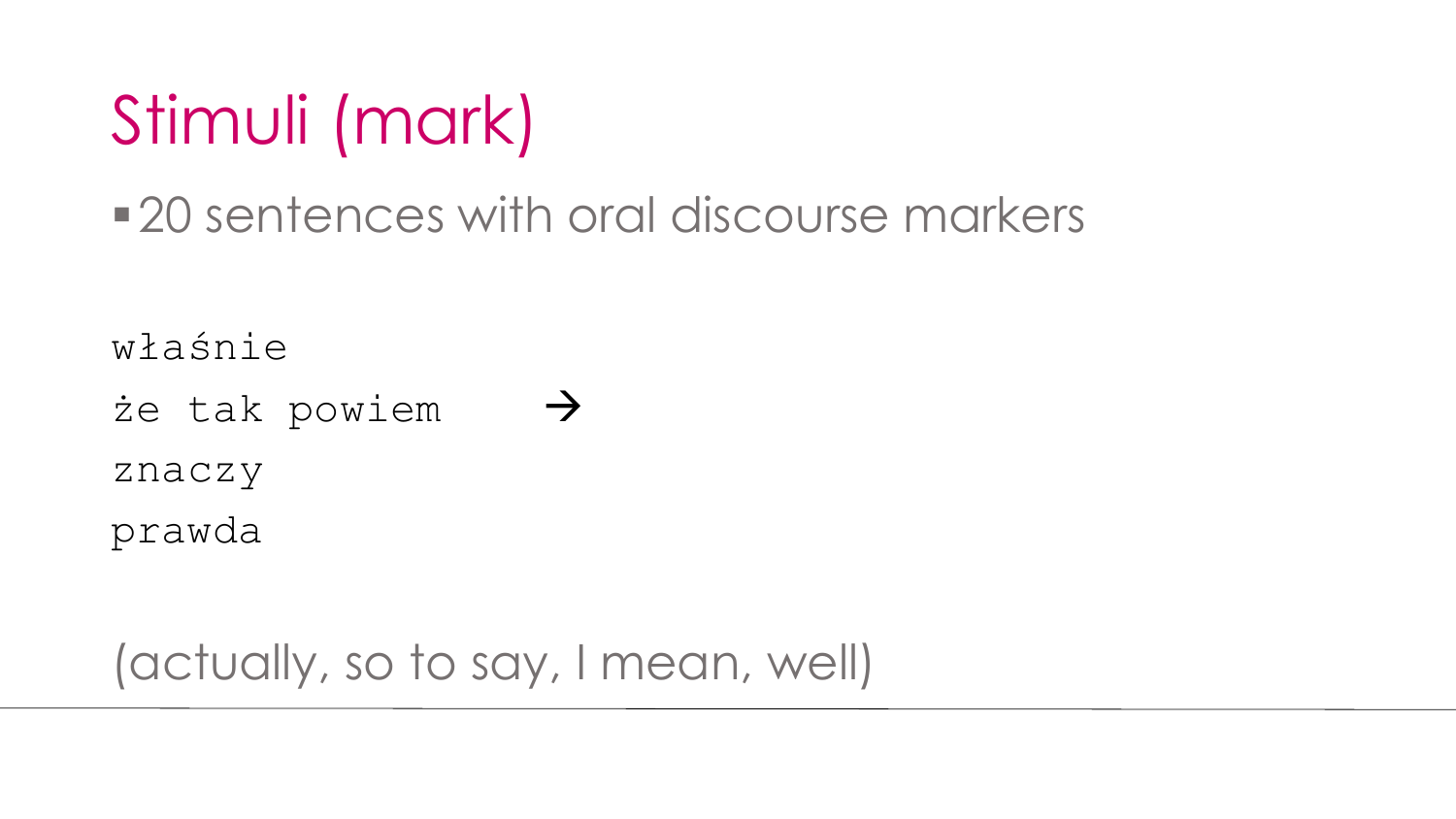# Stimuli (mark)

- 20 sentences with oral discourse markers

```
właśnie
że tak powiem    →
znaczy
prawda
```

(actually, so to say, I mean, well)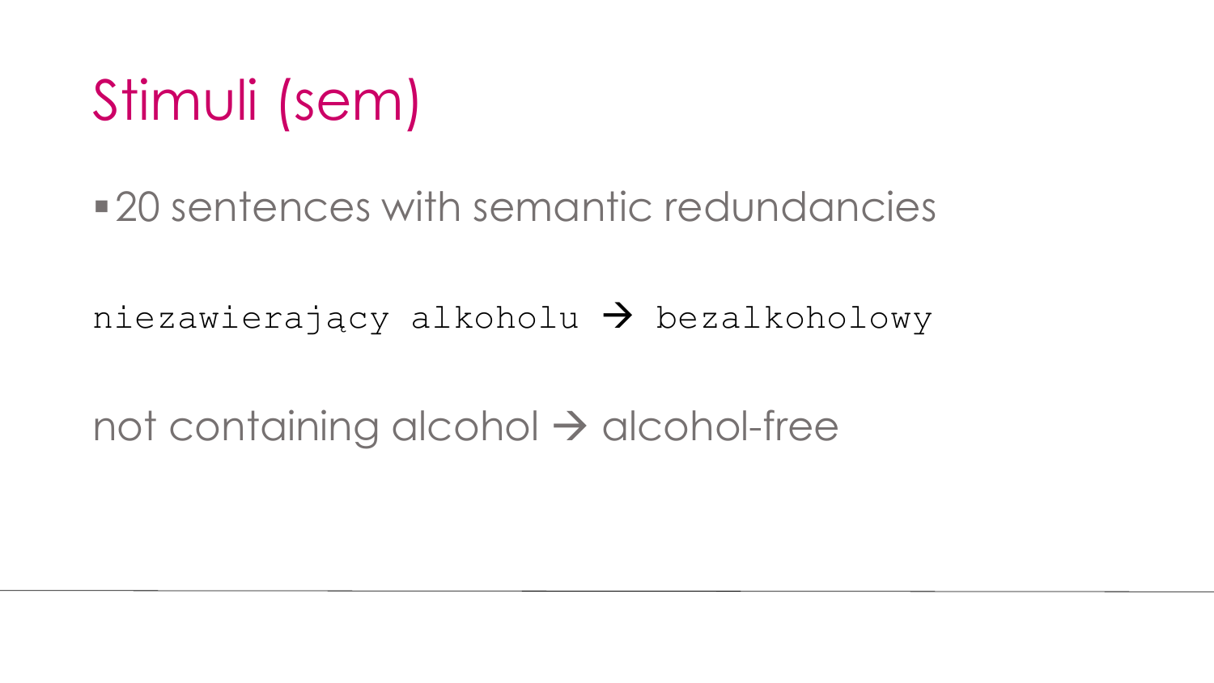# Stimuli (sem)

- 20 sentences with semantic redundancies

`niezawierający alkoholu → bezalkoholowy`

not containing alcohol → alcohol-free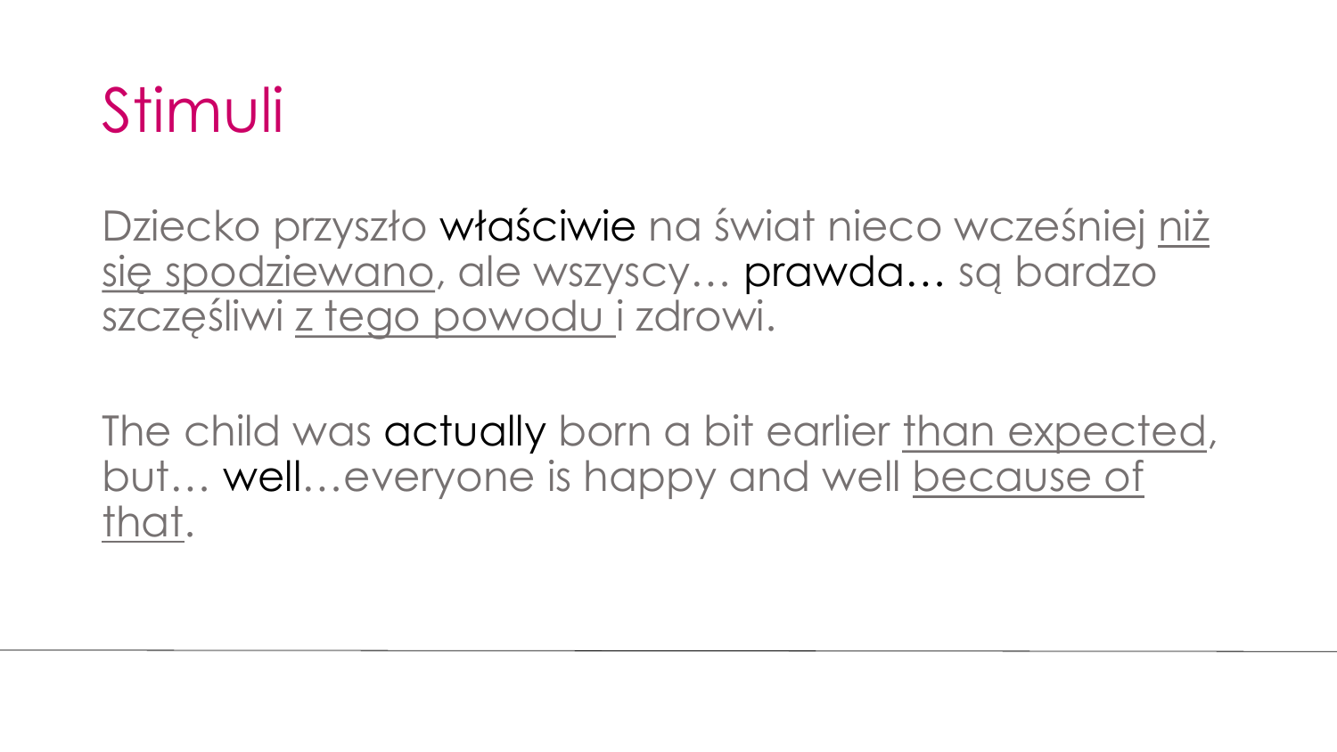# Stimuli

Dziecko przyszło **właściwie** na świat nieco wcześniej <u>niż się spodziewano</u>, ale wszyscy… **prawda**… są bardzo szczęśliwi <u>z tego powodu</u> i zdrowi.

The child was **actually** born a bit earlier <u>than expected</u>, but… **well**…everyone is happy and well <u>because of that</u>.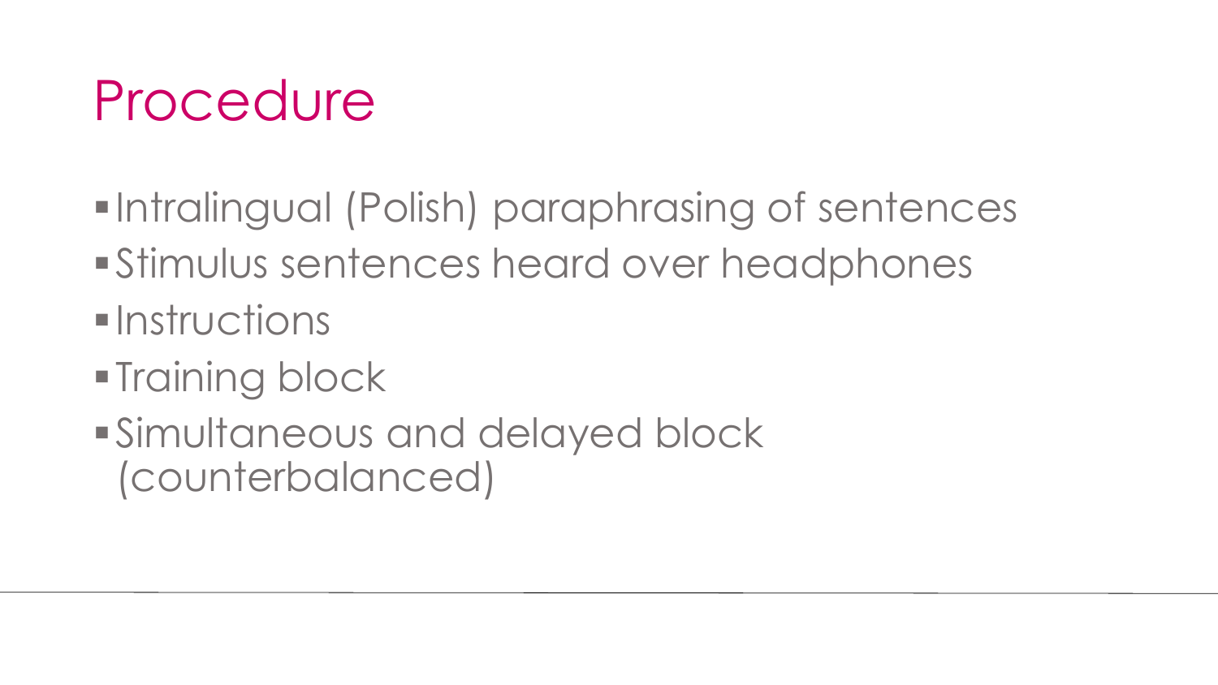# Procedure

- Intralingual (Polish) paraphrasing of sentences
- Stimulus sentences heard over headphones
- Instructions
- Training block
- Simultaneous and delayed block (counterbalanced)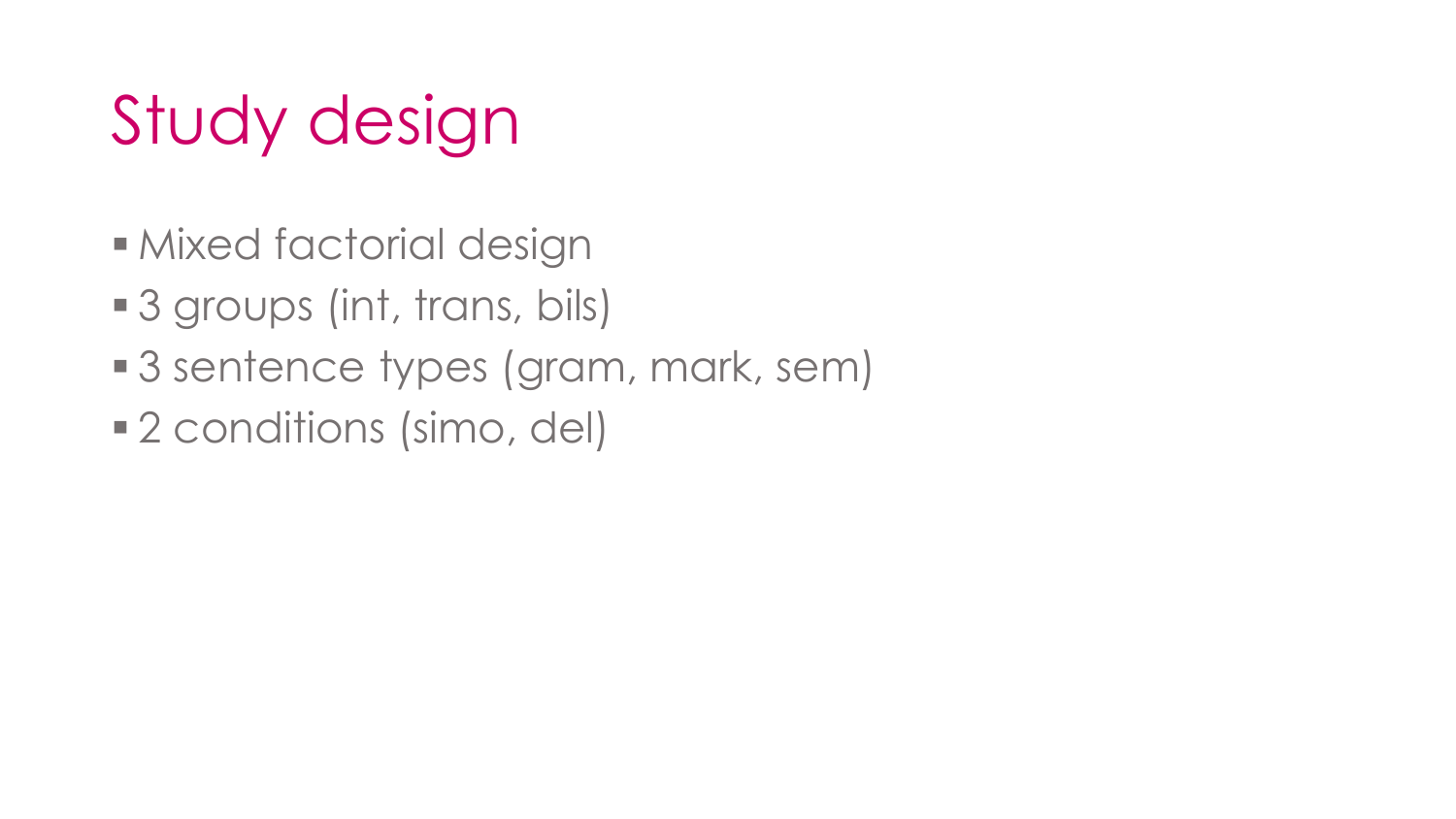# Study design

- Mixed factorial design
- 3 groups (int, trans, bils)
- 3 sentence types (gram, mark, sem)
- 2 conditions (simo, del)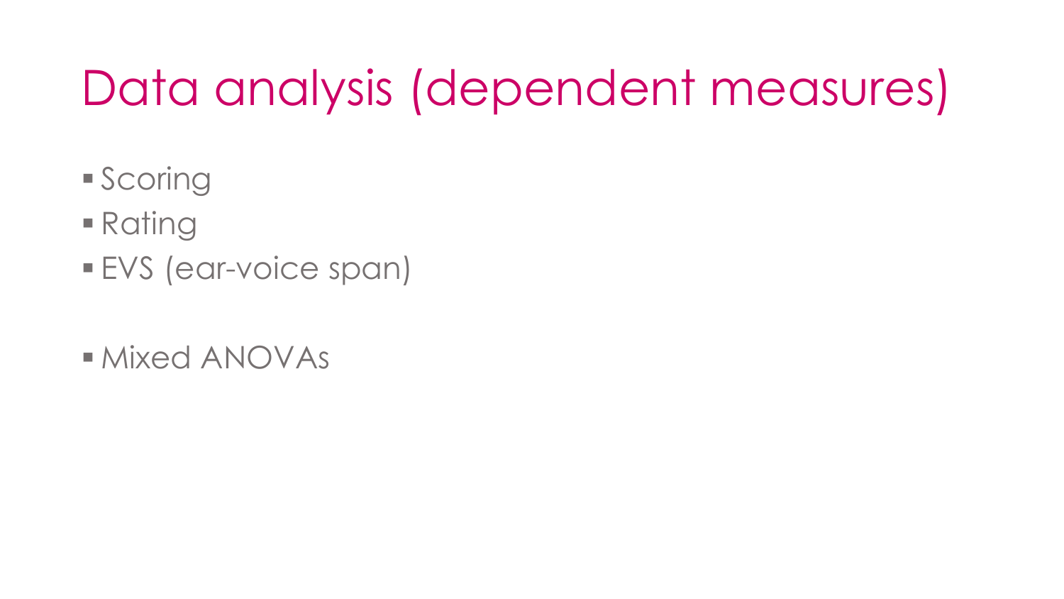# Data analysis (dependent measures)

- Scoring
- Rating
- EVS (ear-voice span)

- Mixed ANOVAs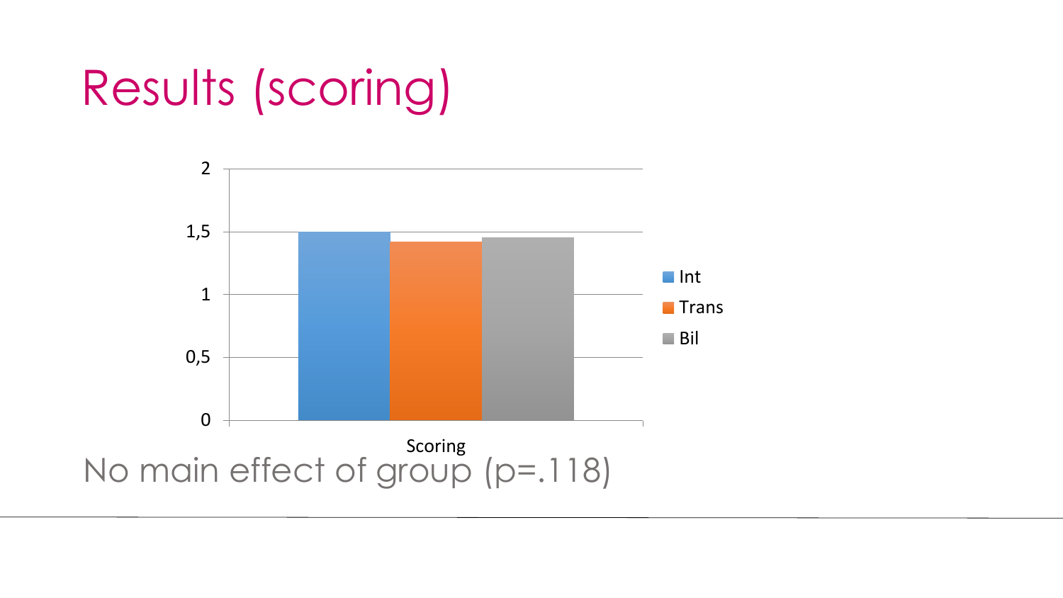# Results (scoring)

No main effect of group ($p=.118$)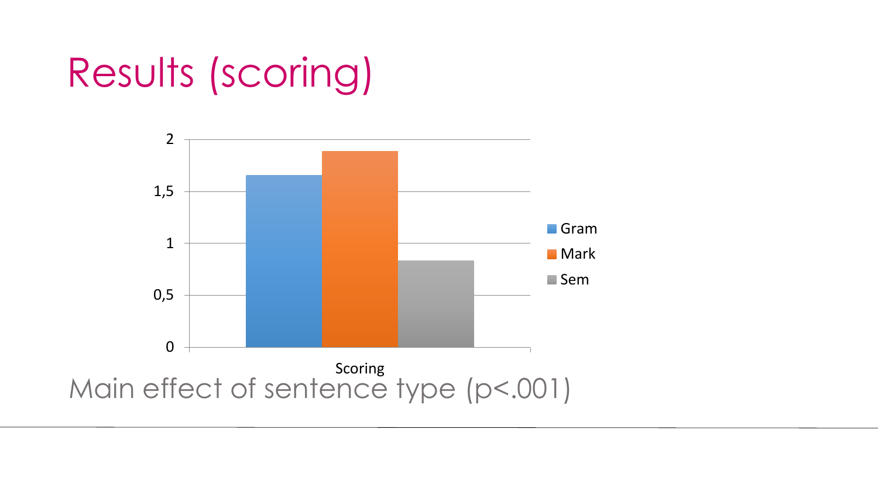# Results (scoring)

Main effect of sentence type ($p<.001$)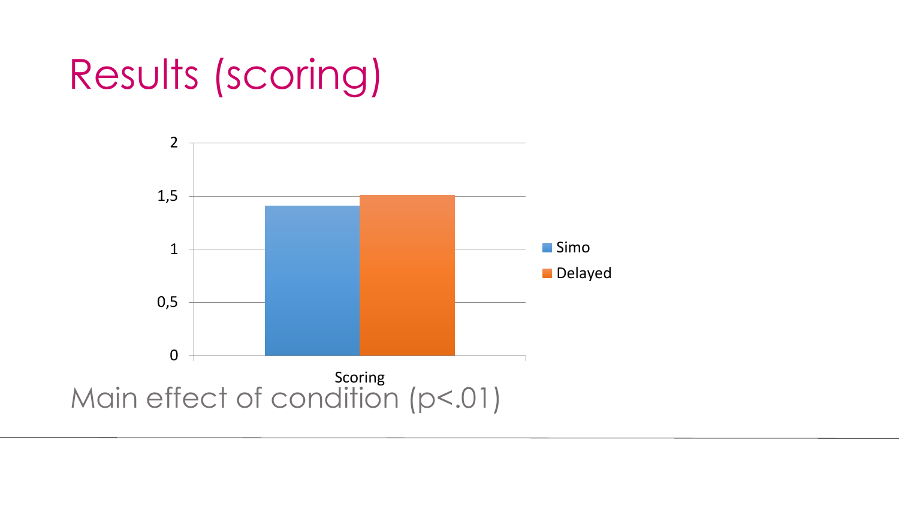# Results (scoring)

Main effect of condition ($p<.01$)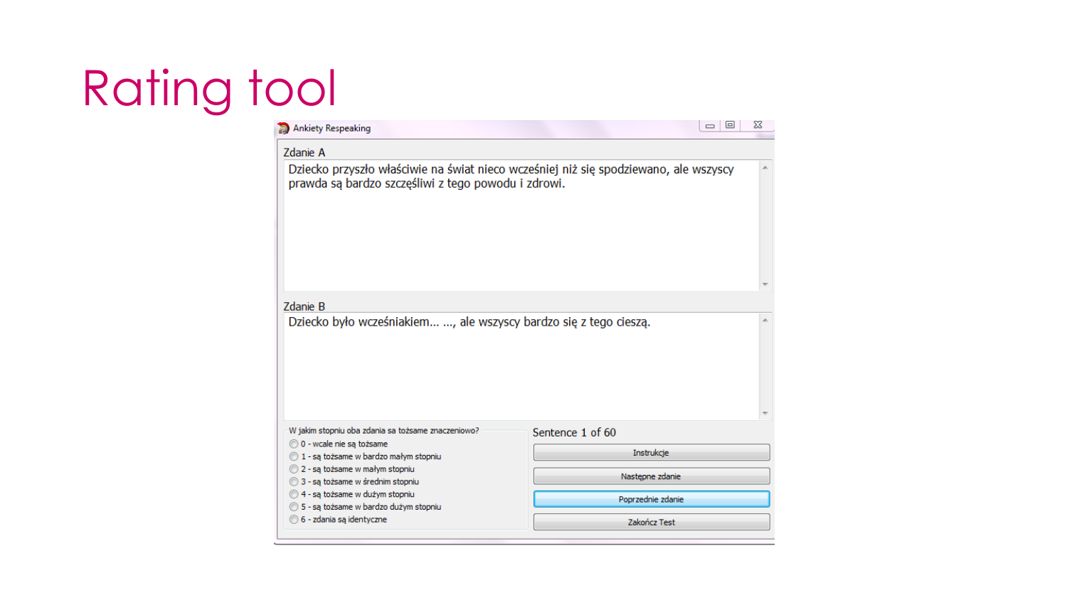# Rating tool

Ankiety Respeaking

Zdanie A

Dziecko przyszło właściwie na świat nieco wcześniej niż się spodziewano, ale wszyscy prawda są bardzo szczęśliwi z tego powodu i zdrowi.

Zdanie B

Dziecko było wcześniakiem... ..., ale wszyscy bardzo się z tego cieszą.

W jakim stopniu oba zdania sa tożsame znaczeniowo?

- 0 - wcale nie są tożsame
- 1 - są tożsame w bardzo małym stopniu
- 2 - są tożsame w małym stopniu
- 3 - są tożsame w średnim stopniu
- 4 - są tożsame w dużym stopniu
- 5 - są tożsame w bardzo dużym stopniu
- 6 - zdania są identyczne

Sentence 1 of 60

Instrukcje

Następne zdanie

Poprzednie zdanie

Zakończ Test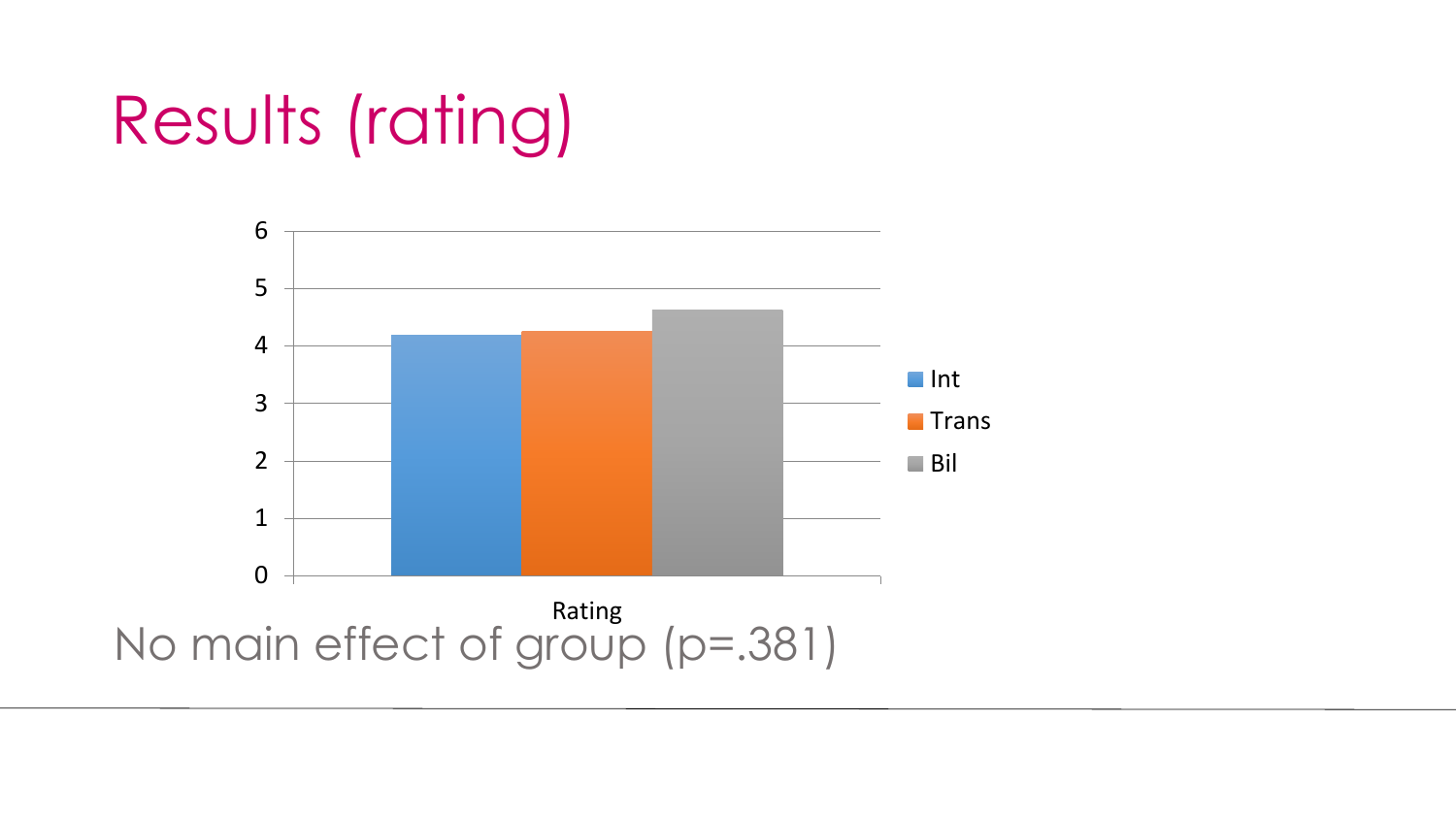# Results (rating)

No main effect of group ($p=.381$)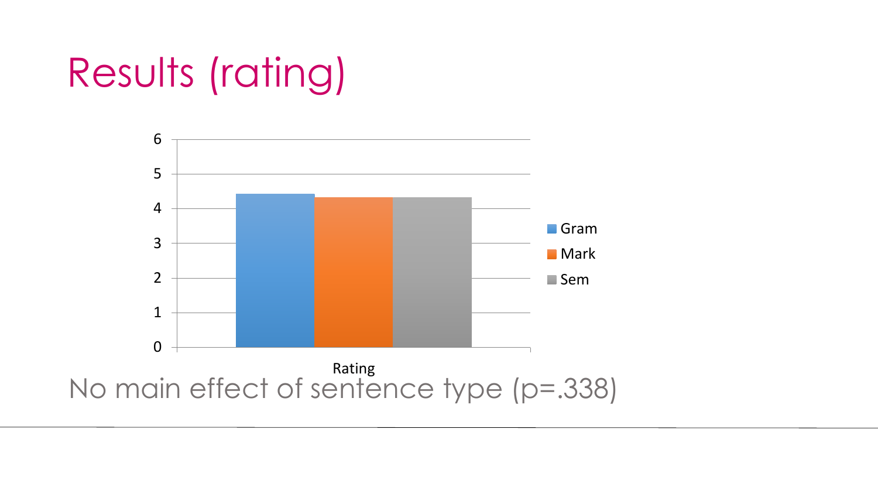# Results (rating)

No main effect of sentence type (p=.338)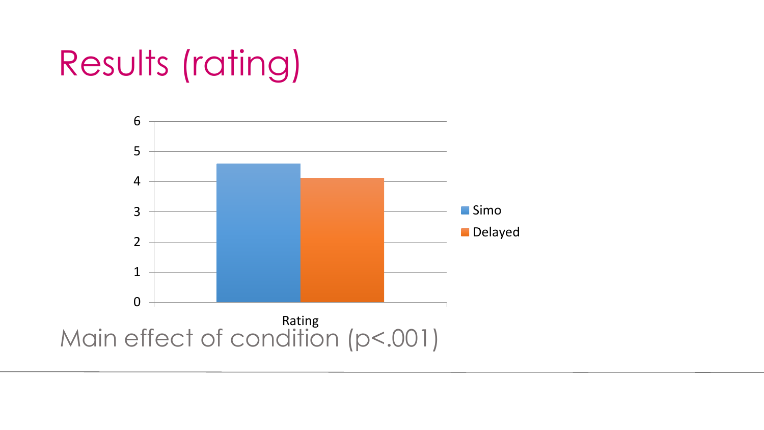# Results (rating)

| | Simo | Delayed |
| --- | --- | --- |
| Rating | ~4.6 | ~4.1 |

Main effect of condition ($p<.001$)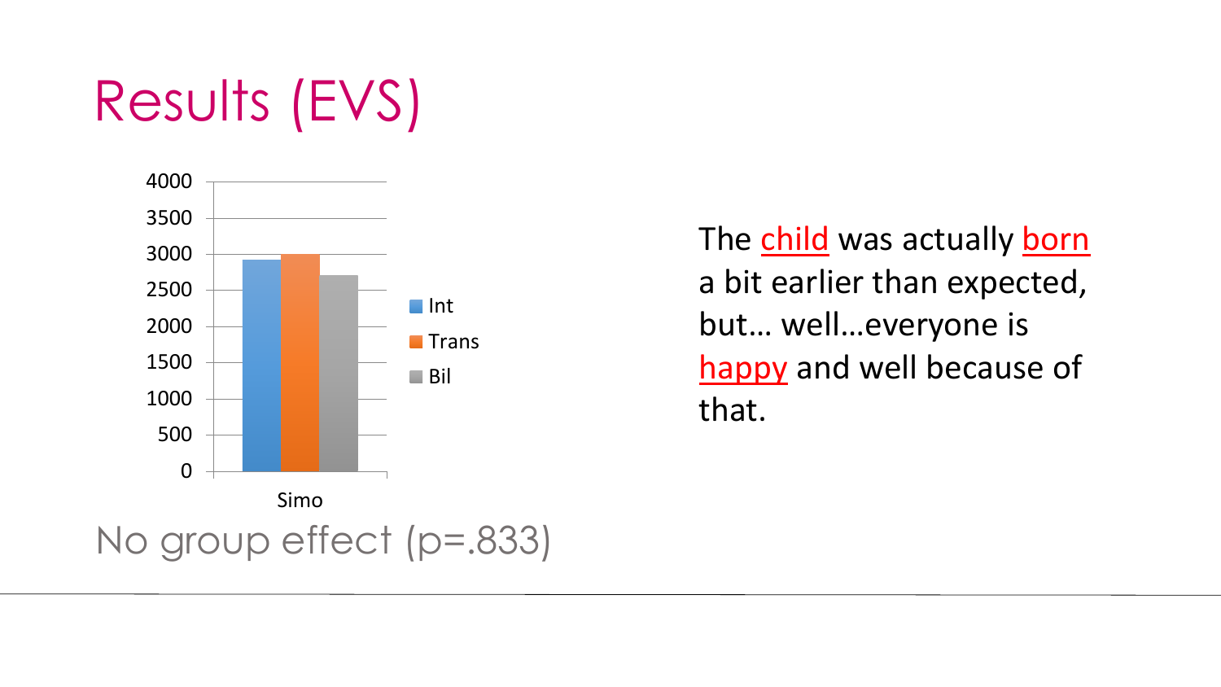# Results (EVS)

| | Int | Trans | Bil |
|---|---|---|---|
| Simo | ~2920 | ~3000 | ~2710 |

No group effect ($p=.833$)

The child was actually born a bit earlier than expected, but… well…everyone is happy and well because of that.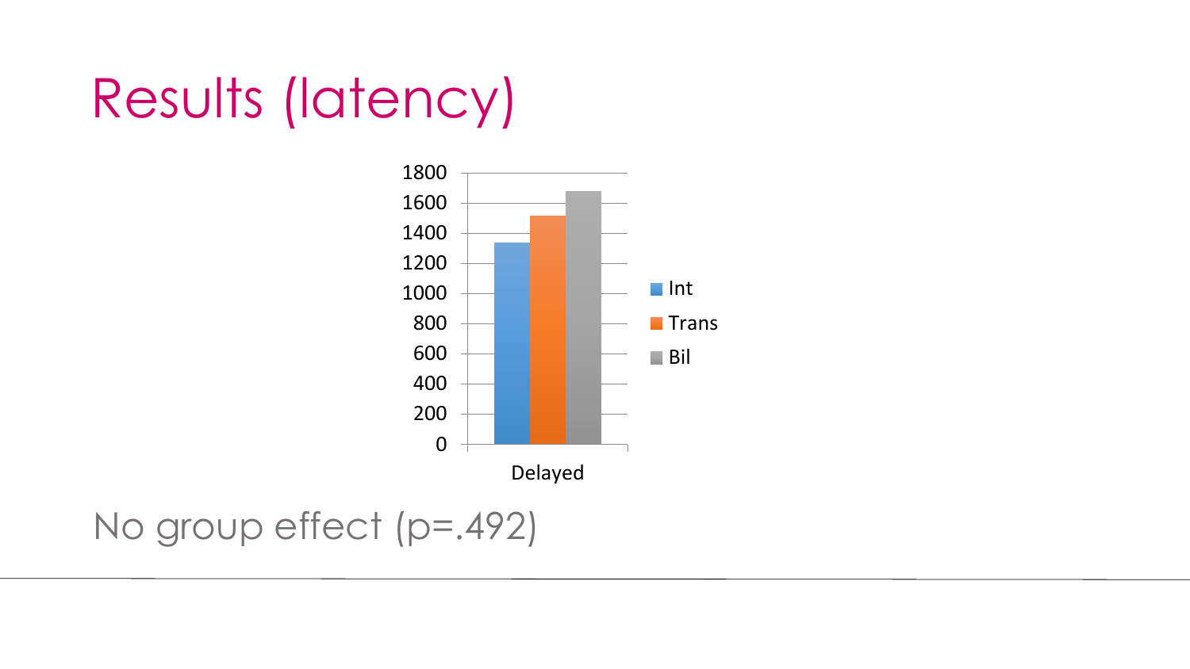# Results (latency)

No group effect ($p=.492$)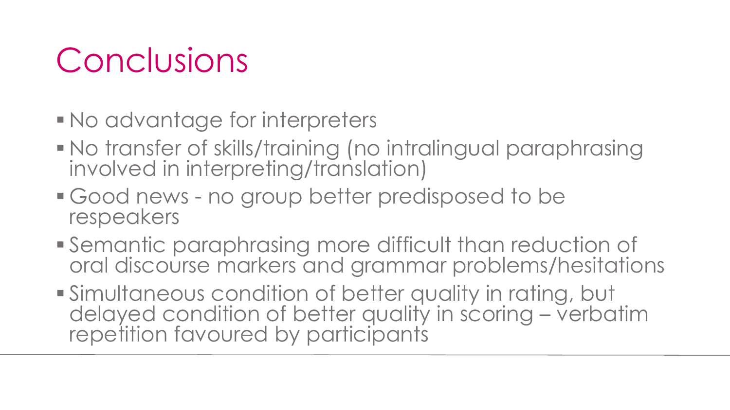# Conclusions

- No advantage for interpreters
- No transfer of skills/training (no intralingual paraphrasing involved in interpreting/translation)
- Good news - no group better predisposed to be respeakers
- Semantic paraphrasing more difficult than reduction of oral discourse markers and grammar problems/hesitations
- Simultaneous condition of better quality in rating, but delayed condition of better quality in scoring – verbatim repetition favoured by participants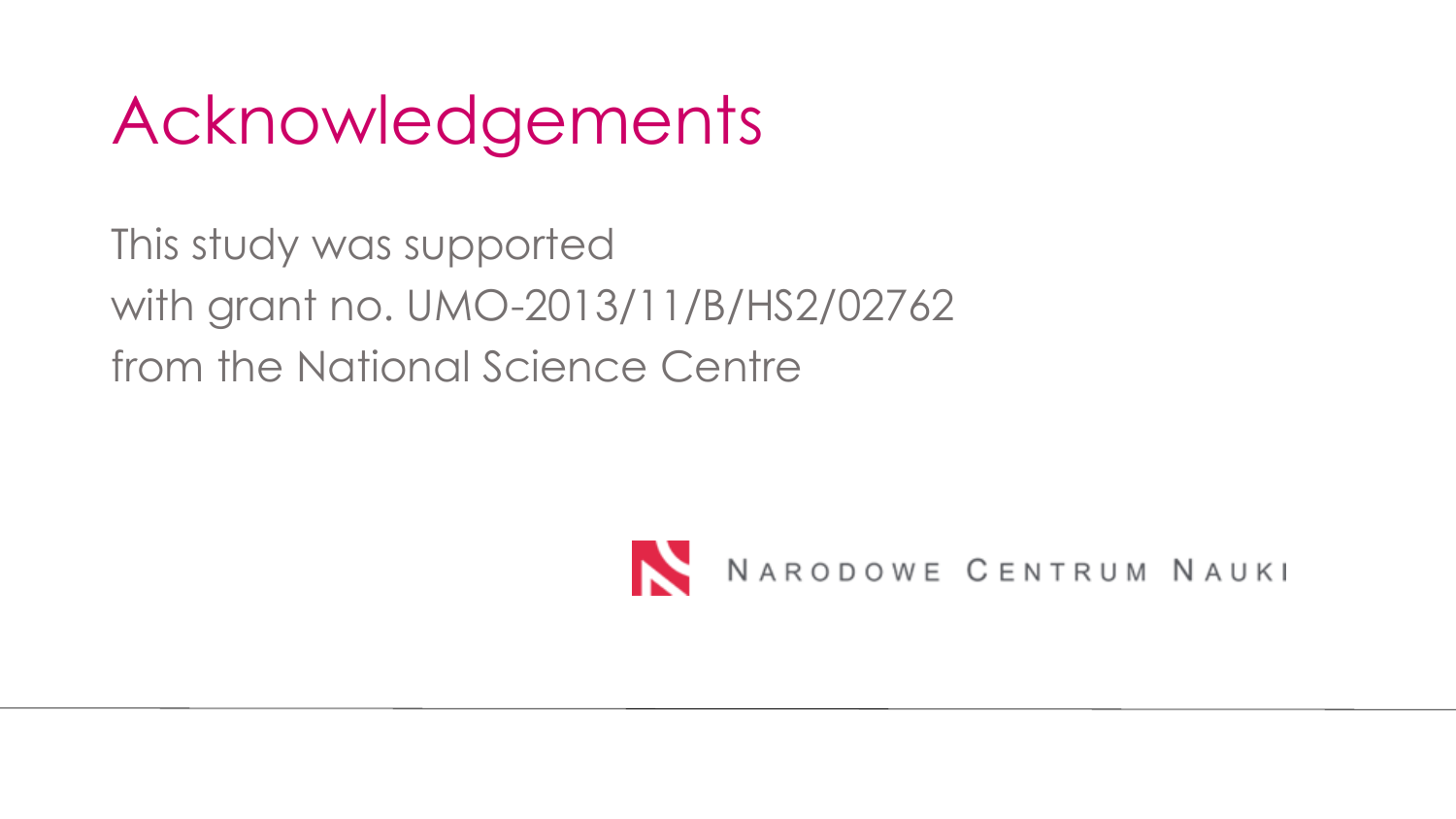# Acknowledgements

This study was supported
with grant no. UMO-2013/11/B/HS2/02762
from the National Science Centre

NARODOWE CENTRUM NAUKI